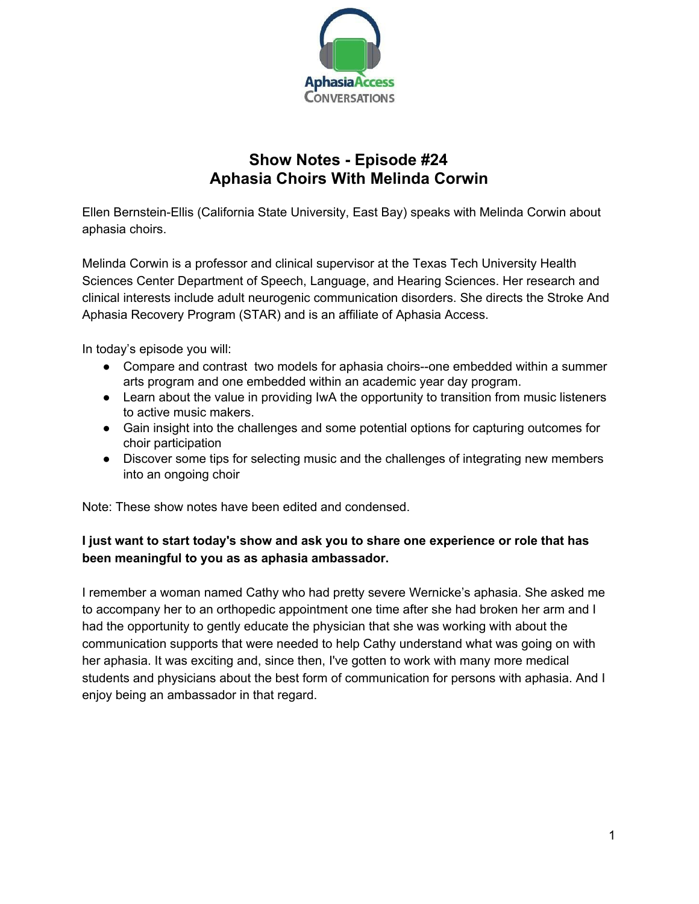# Show Notes - Episode #24
# Aphasia Choirs With Melinda Corwin

Ellen Bernstein-Ellis (California State University, East Bay) speaks with Melinda Corwin about aphasia choirs.

Melinda Corwin is a professor and clinical supervisor at the Texas Tech University Health Sciences Center Department of Speech, Language, and Hearing Sciences. Her research and clinical interests include adult neurogenic communication disorders. She directs the Stroke And Aphasia Recovery Program (STAR) and is an affiliate of Aphasia Access.

In today's episode you will:

- Compare and contrast two models for aphasia choirs--one embedded within a summer arts program and one embedded within an academic year day program.
- Learn about the value in providing IwA the opportunity to transition from music listeners to active music makers.
- Gain insight into the challenges and some potential options for capturing outcomes for choir participation
- Discover some tips for selecting music and the challenges of integrating new members into an ongoing choir

Note: These show notes have been edited and condensed.

**I just want to start today's show and ask you to share one experience or role that has been meaningful to you as as aphasia ambassador.**

I remember a woman named Cathy who had pretty severe Wernicke's aphasia. She asked me to accompany her to an orthopedic appointment one time after she had broken her arm and I had the opportunity to gently educate the physician that she was working with about the communication supports that were needed to help Cathy understand what was going on with her aphasia. It was exciting and, since then, I've gotten to work with many more medical students and physicians about the best form of communication for persons with aphasia. And I enjoy being an ambassador in that regard.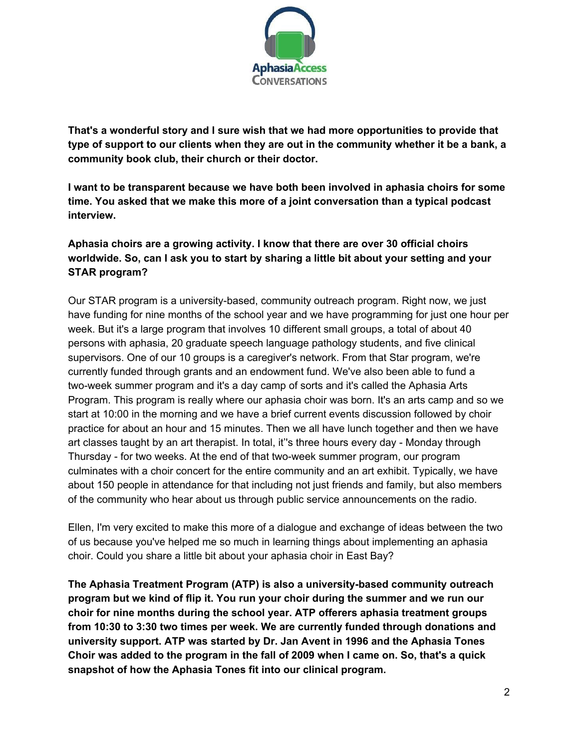**That's a wonderful story and I sure wish that we had more opportunities to provide that type of support to our clients when they are out in the community whether it be a bank, a community book club, their church or their doctor.**

**I want to be transparent because we have both been involved in aphasia choirs for some time. You asked that we make this more of a joint conversation than a typical podcast interview.**

**Aphasia choirs are a growing activity. I know that there are over 30 official choirs worldwide. So, can I ask you to start by sharing a little bit about your setting and your STAR program?**

Our STAR program is a university-based, community outreach program. Right now, we just have funding for nine months of the school year and we have programming for just one hour per week. But it's a large program that involves 10 different small groups, a total of about 40 persons with aphasia, 20 graduate speech language pathology students, and five clinical supervisors. One of our 10 groups is a caregiver's network. From that Star program, we're currently funded through grants and an endowment fund. We've also been able to fund a two-week summer program and it's a day camp of sorts and it's called the Aphasia Arts Program. This program is really where our aphasia choir was born. It's an arts camp and so we start at 10:00 in the morning and we have a brief current events discussion followed by choir practice for about an hour and 15 minutes. Then we all have lunch together and then we have art classes taught by an art therapist. In total, it''s three hours every day - Monday through Thursday - for two weeks. At the end of that two-week summer program, our program culminates with a choir concert for the entire community and an art exhibit. Typically, we have about 150 people in attendance for that including not just friends and family, but also members of the community who hear about us through public service announcements on the radio.

Ellen, I'm very excited to make this more of a dialogue and exchange of ideas between the two of us because you've helped me so much in learning things about implementing an aphasia choir. Could you share a little bit about your aphasia choir in East Bay?

**The Aphasia Treatment Program (ATP) is also a university-based community outreach program but we kind of flip it. You run your choir during the summer and we run our choir for nine months during the school year. ATP offerers aphasia treatment groups from 10:30 to 3:30 two times per week. We are currently funded through donations and university support. ATP was started by Dr. Jan Avent in 1996 and the Aphasia Tones Choir was added to the program in the fall of 2009 when I came on. So, that's a quick snapshot of how the Aphasia Tones fit into our clinical program.**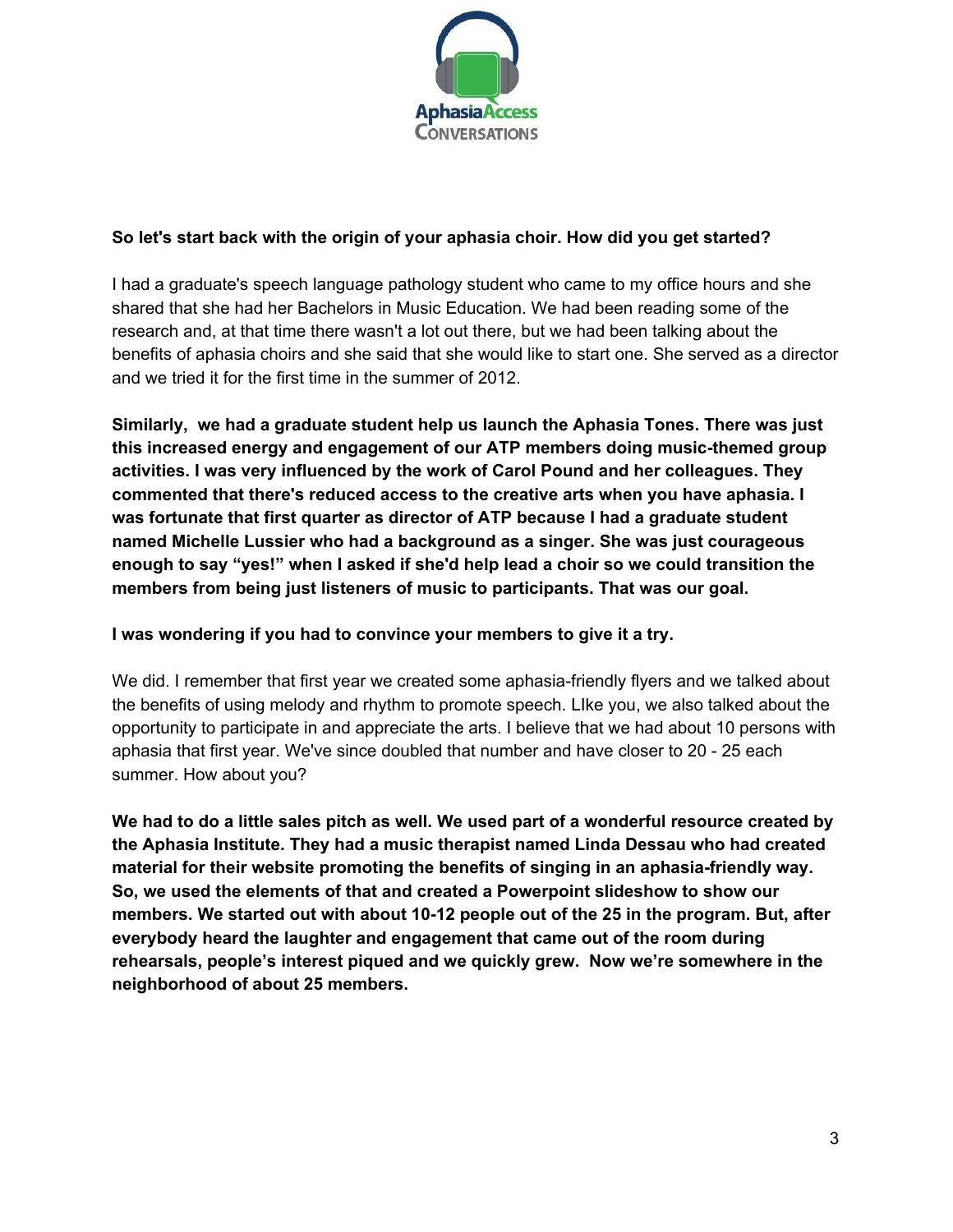**So let's start back with the origin of your aphasia choir. How did you get started?**

I had a graduate's speech language pathology student who came to my office hours and she shared that she had her Bachelors in Music Education. We had been reading some of the research and, at that time there wasn't a lot out there, but we had been talking about the benefits of aphasia choirs and she said that she would like to start one. She served as a director and we tried it for the first time in the summer of 2012.

**Similarly, we had a graduate student help us launch the Aphasia Tones. There was just this increased energy and engagement of our ATP members doing music-themed group activities. I was very influenced by the work of Carol Pound and her colleagues. They commented that there's reduced access to the creative arts when you have aphasia. I was fortunate that first quarter as director of ATP because I had a graduate student named Michelle Lussier who had a background as a singer. She was just courageous enough to say "yes!" when I asked if she'd help lead a choir so we could transition the members from being just listeners of music to participants. That was our goal.**

**I was wondering if you had to convince your members to give it a try.**

We did. I remember that first year we created some aphasia-friendly flyers and we talked about the benefits of using melody and rhythm to promote speech. LIke you, we also talked about the opportunity to participate in and appreciate the arts. I believe that we had about 10 persons with aphasia that first year. We've since doubled that number and have closer to 20 - 25 each summer. How about you?

**We had to do a little sales pitch as well. We used part of a wonderful resource created by the Aphasia Institute. They had a music therapist named Linda Dessau who had created material for their website promoting the benefits of singing in an aphasia-friendly way. So, we used the elements of that and created a Powerpoint slideshow to show our members. We started out with about 10-12 people out of the 25 in the program. But, after everybody heard the laughter and engagement that came out of the room during rehearsals, people's interest piqued and we quickly grew. Now we're somewhere in the neighborhood of about 25 members.**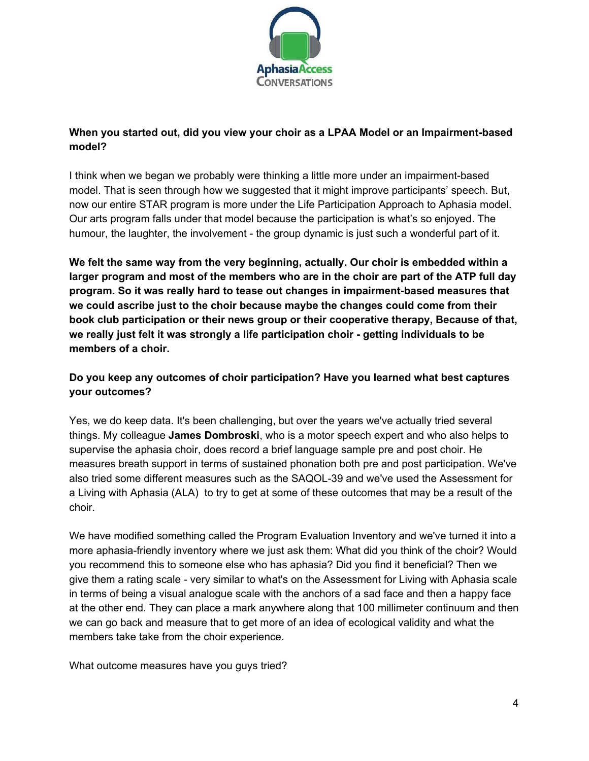**When you started out, did you view your choir as a LPAA Model or an Impairment-based model?**

I think when we began we probably were thinking a little more under an impairment-based model. That is seen through how we suggested that it might improve participants' speech. But, now our entire STAR program is more under the Life Participation Approach to Aphasia model. Our arts program falls under that model because the participation is what's so enjoyed. The humour, the laughter, the involvement - the group dynamic is just such a wonderful part of it.

**We felt the same way from the very beginning, actually. Our choir is embedded within a larger program and most of the members who are in the choir are part of the ATP full day program. So it was really hard to tease out changes in impairment-based measures that we could ascribe just to the choir because maybe the changes could come from their book club participation or their news group or their cooperative therapy, Because of that, we really just felt it was strongly a life participation choir - getting individuals to be members of a choir.**

**Do you keep any outcomes of choir participation? Have you learned what best captures your outcomes?**

Yes, we do keep data. It's been challenging, but over the years we've actually tried several things. My colleague **James Dombroski**, who is a motor speech expert and who also helps to supervise the aphasia choir, does record a brief language sample pre and post choir. He measures breath support in terms of sustained phonation both pre and post participation. We've also tried some different measures such as the SAQOL-39 and we've used the Assessment for a Living with Aphasia (ALA) to try to get at some of these outcomes that may be a result of the choir.

We have modified something called the Program Evaluation Inventory and we've turned it into a more aphasia-friendly inventory where we just ask them: What did you think of the choir? Would you recommend this to someone else who has aphasia? Did you find it beneficial? Then we give them a rating scale - very similar to what's on the Assessment for Living with Aphasia scale in terms of being a visual analogue scale with the anchors of a sad face and then a happy face at the other end. They can place a mark anywhere along that 100 millimeter continuum and then we can go back and measure that to get more of an idea of ecological validity and what the members take take from the choir experience.

What outcome measures have you guys tried?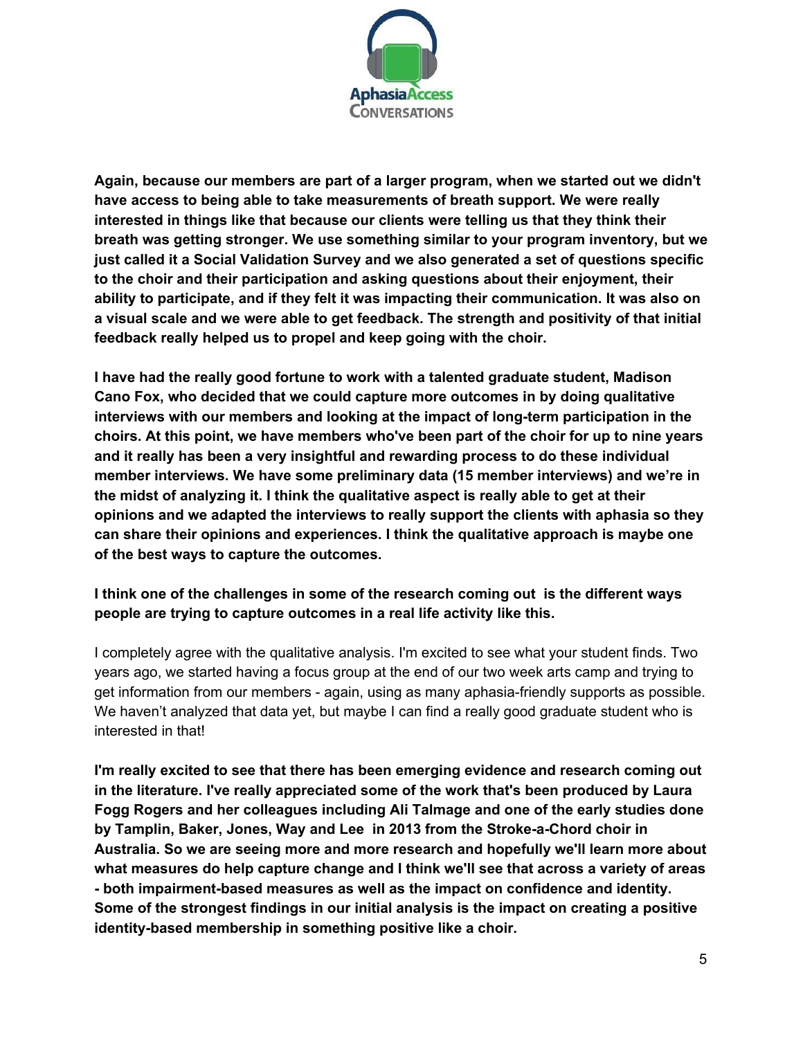**Again, because our members are part of a larger program, when we started out we didn't have access to being able to take measurements of breath support. We were really interested in things like that because our clients were telling us that they think their breath was getting stronger. We use something similar to your program inventory, but we just called it a Social Validation Survey and we also generated a set of questions specific to the choir and their participation and asking questions about their enjoyment, their ability to participate, and if they felt it was impacting their communication. It was also on a visual scale and we were able to get feedback. The strength and positivity of that initial feedback really helped us to propel and keep going with the choir.**

**I have had the really good fortune to work with a talented graduate student, Madison Cano Fox, who decided that we could capture more outcomes in by doing qualitative interviews with our members and looking at the impact of long-term participation in the choirs. At this point, we have members who've been part of the choir for up to nine years and it really has been a very insightful and rewarding process to do these individual member interviews. We have some preliminary data (15 member interviews) and we're in the midst of analyzing it. I think the qualitative aspect is really able to get at their opinions and we adapted the interviews to really support the clients with aphasia so they can share their opinions and experiences. I think the qualitative approach is maybe one of the best ways to capture the outcomes.**

**I think one of the challenges in some of the research coming out is the different ways people are trying to capture outcomes in a real life activity like this.**

I completely agree with the qualitative analysis. I'm excited to see what your student finds. Two years ago, we started having a focus group at the end of our two week arts camp and trying to get information from our members - again, using as many aphasia-friendly supports as possible. We haven't analyzed that data yet, but maybe I can find a really good graduate student who is interested in that!

**I'm really excited to see that there has been emerging evidence and research coming out in the literature. I've really appreciated some of the work that's been produced by Laura Fogg Rogers and her colleagues including Ali Talmage and one of the early studies done by Tamplin, Baker, Jones, Way and Lee in 2013 from the Stroke-a-Chord choir in Australia. So we are seeing more and more research and hopefully we'll learn more about what measures do help capture change and I think we'll see that across a variety of areas - both impairment-based measures as well as the impact on confidence and identity. Some of the strongest findings in our initial analysis is the impact on creating a positive identity-based membership in something positive like a choir.**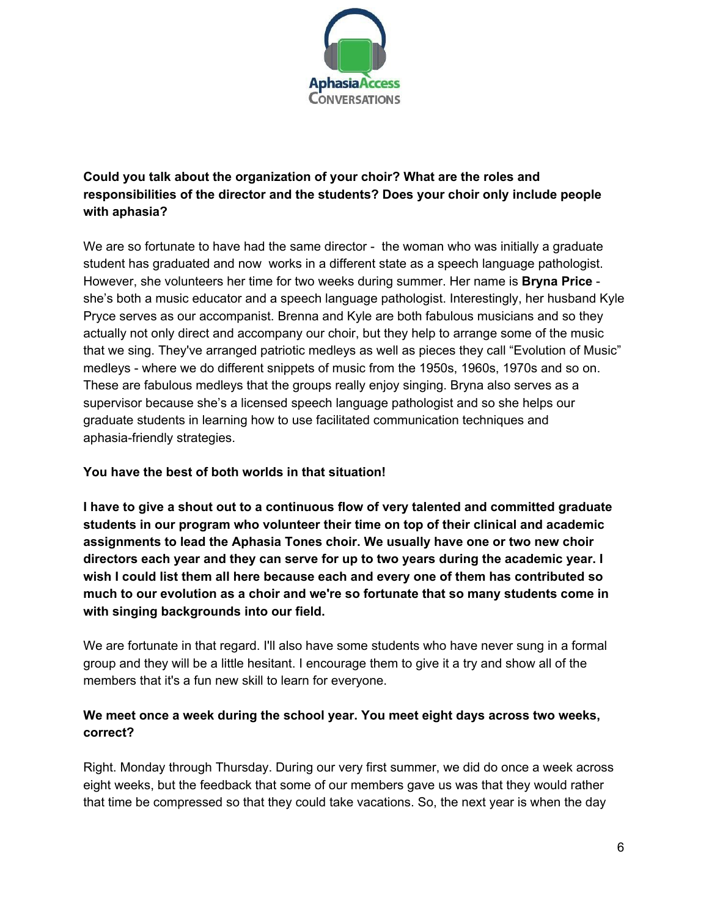**Could you talk about the organization of your choir? What are the roles and responsibilities of the director and the students? Does your choir only include people with aphasia?**

We are so fortunate to have had the same director - the woman who was initially a graduate student has graduated and now works in a different state as a speech language pathologist. However, she volunteers her time for two weeks during summer. Her name is **Bryna Price** - she's both a music educator and a speech language pathologist. Interestingly, her husband Kyle Pryce serves as our accompanist. Brenna and Kyle are both fabulous musicians and so they actually not only direct and accompany our choir, but they help to arrange some of the music that we sing. They've arranged patriotic medleys as well as pieces they call "Evolution of Music" medleys - where we do different snippets of music from the 1950s, 1960s, 1970s and so on. These are fabulous medleys that the groups really enjoy singing. Bryna also serves as a supervisor because she's a licensed speech language pathologist and so she helps our graduate students in learning how to use facilitated communication techniques and aphasia-friendly strategies.

**You have the best of both worlds in that situation!**

**I have to give a shout out to a continuous flow of very talented and committed graduate students in our program who volunteer their time on top of their clinical and academic assignments to lead the Aphasia Tones choir. We usually have one or two new choir directors each year and they can serve for up to two years during the academic year. I wish I could list them all here because each and every one of them has contributed so much to our evolution as a choir and we're so fortunate that so many students come in with singing backgrounds into our field.**

We are fortunate in that regard. I'll also have some students who have never sung in a formal group and they will be a little hesitant. I encourage them to give it a try and show all of the members that it's a fun new skill to learn for everyone.

**We meet once a week during the school year. You meet eight days across two weeks, correct?**

Right. Monday through Thursday. During our very first summer, we did do once a week across eight weeks, but the feedback that some of our members gave us was that they would rather that time be compressed so that they could take vacations. So, the next year is when the day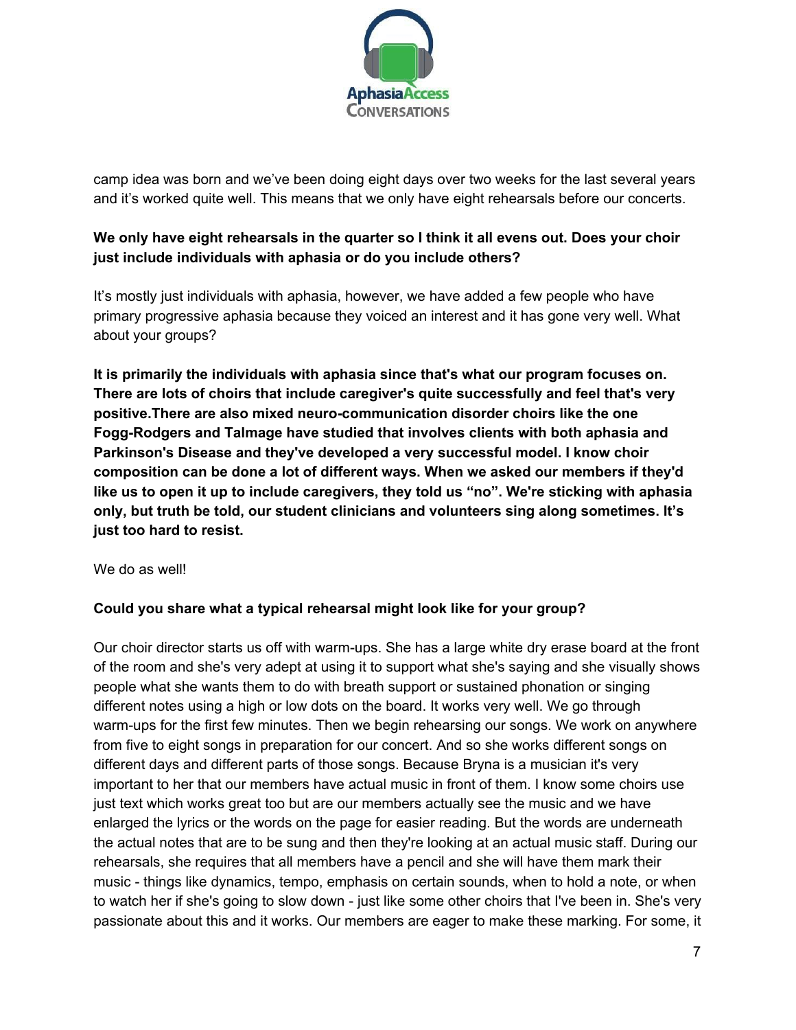camp idea was born and we've been doing eight days over two weeks for the last several years and it's worked quite well. This means that we only have eight rehearsals before our concerts.

**We only have eight rehearsals in the quarter so I think it all evens out. Does your choir just include individuals with aphasia or do you include others?**

It's mostly just individuals with aphasia, however, we have added a few people who have primary progressive aphasia because they voiced an interest and it has gone very well. What about your groups?

**It is primarily the individuals with aphasia since that's what our program focuses on. There are lots of choirs that include caregiver's quite successfully and feel that's very positive.There are also mixed neuro-communication disorder choirs like the one Fogg-Rodgers and Talmage have studied that involves clients with both aphasia and Parkinson's Disease and they've developed a very successful model. I know choir composition can be done a lot of different ways. When we asked our members if they'd like us to open it up to include caregivers, they told us "no". We're sticking with aphasia only, but truth be told, our student clinicians and volunteers sing along sometimes. It's just too hard to resist.**

We do as well!

**Could you share what a typical rehearsal might look like for your group?**

Our choir director starts us off with warm-ups. She has a large white dry erase board at the front of the room and she's very adept at using it to support what she's saying and she visually shows people what she wants them to do with breath support or sustained phonation or singing different notes using a high or low dots on the board. It works very well. We go through warm-ups for the first few minutes. Then we begin rehearsing our songs. We work on anywhere from five to eight songs in preparation for our concert. And so she works different songs on different days and different parts of those songs. Because Bryna is a musician it's very important to her that our members have actual music in front of them. I know some choirs use just text which works great too but are our members actually see the music and we have enlarged the lyrics or the words on the page for easier reading. But the words are underneath the actual notes that are to be sung and then they're looking at an actual music staff. During our rehearsals, she requires that all members have a pencil and she will have them mark their music - things like dynamics, tempo, emphasis on certain sounds, when to hold a note, or when to watch her if she's going to slow down - just like some other choirs that I've been in. She's very passionate about this and it works. Our members are eager to make these marking. For some, it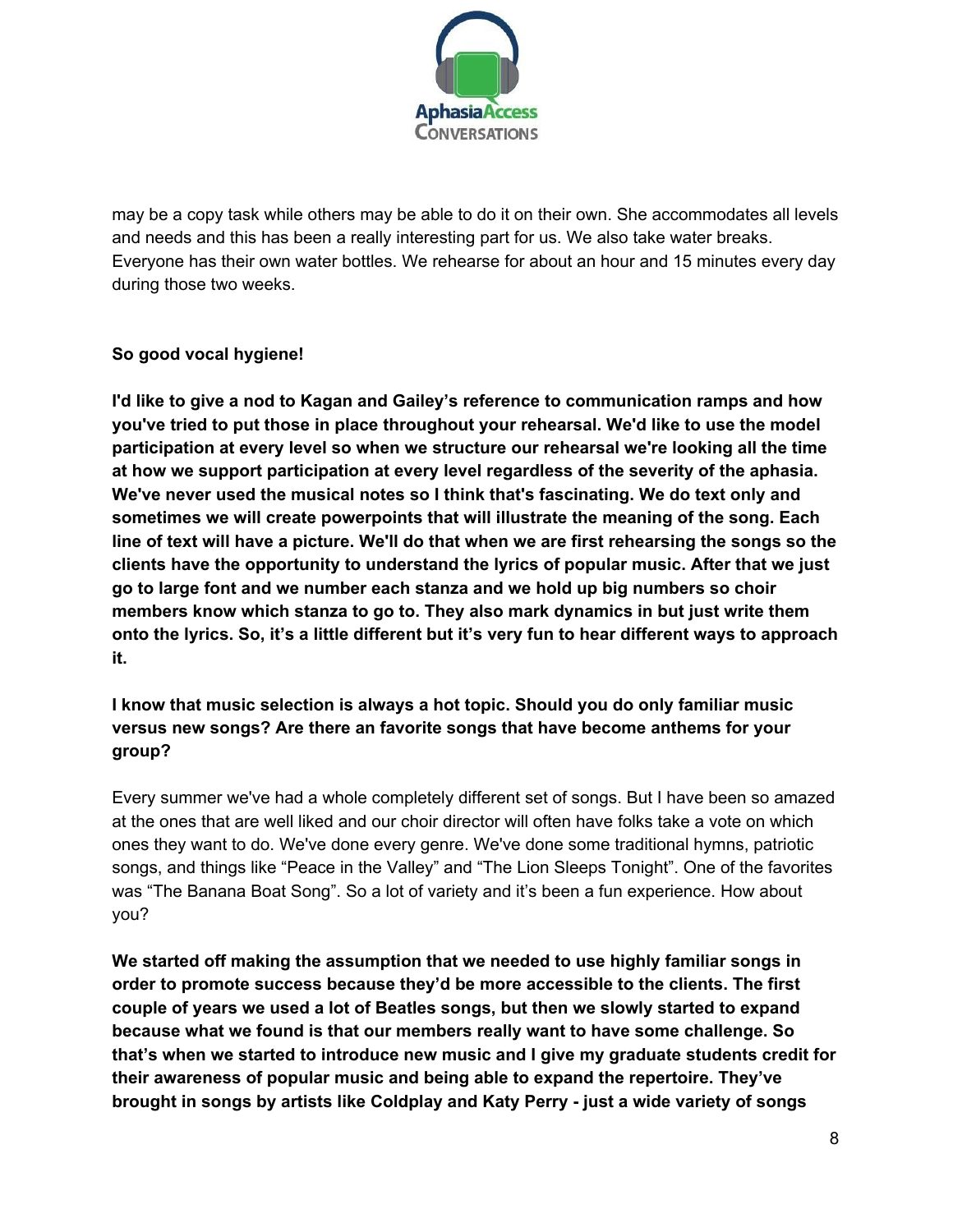may be a copy task while others may be able to do it on their own. She accommodates all levels and needs and this has been a really interesting part for us. We also take water breaks. Everyone has their own water bottles. We rehearse for about an hour and 15 minutes every day during those two weeks.

**So good vocal hygiene!**

**I'd like to give a nod to Kagan and Gailey's reference to communication ramps and how you've tried to put those in place throughout your rehearsal. We'd like to use the model participation at every level so when we structure our rehearsal we're looking all the time at how we support participation at every level regardless of the severity of the aphasia. We've never used the musical notes so I think that's fascinating. We do text only and sometimes we will create powerpoints that will illustrate the meaning of the song. Each line of text will have a picture. We'll do that when we are first rehearsing the songs so the clients have the opportunity to understand the lyrics of popular music. After that we just go to large font and we number each stanza and we hold up big numbers so choir members know which stanza to go to. They also mark dynamics in but just write them onto the lyrics. So, it's a little different but it's very fun to hear different ways to approach it.**

**I know that music selection is always a hot topic. Should you do only familiar music versus new songs? Are there an favorite songs that have become anthems for your group?**

Every summer we've had a whole completely different set of songs. But I have been so amazed at the ones that are well liked and our choir director will often have folks take a vote on which ones they want to do. We've done every genre. We've done some traditional hymns, patriotic songs, and things like "Peace in the Valley" and "The Lion Sleeps Tonight". One of the favorites was "The Banana Boat Song". So a lot of variety and it's been a fun experience. How about you?

**We started off making the assumption that we needed to use highly familiar songs in order to promote success because they'd be more accessible to the clients. The first couple of years we used a lot of Beatles songs, but then we slowly started to expand because what we found is that our members really want to have some challenge. So that's when we started to introduce new music and I give my graduate students credit for their awareness of popular music and being able to expand the repertoire. They've brought in songs by artists like Coldplay and Katy Perry - just a wide variety of songs**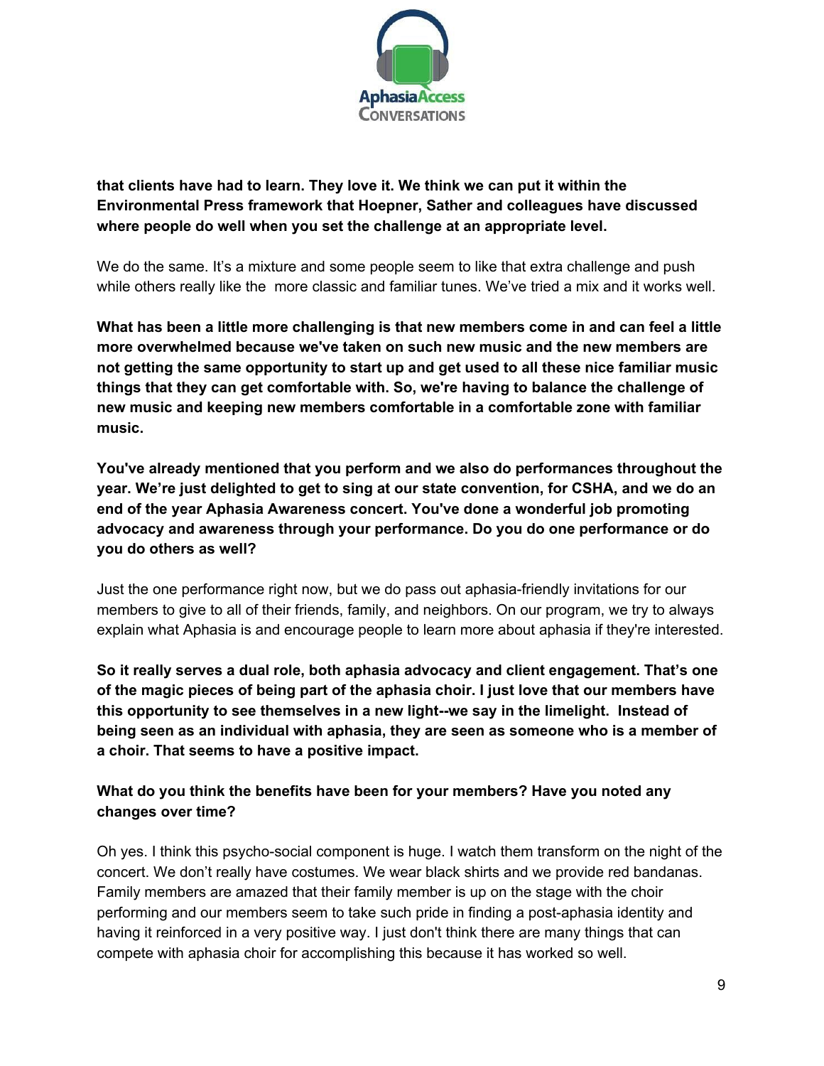**that clients have had to learn. They love it. We think we can put it within the Environmental Press framework that Hoepner, Sather and colleagues have discussed where people do well when you set the challenge at an appropriate level.**

We do the same. It's a mixture and some people seem to like that extra challenge and push while others really like the more classic and familiar tunes. We've tried a mix and it works well.

**What has been a little more challenging is that new members come in and can feel a little more overwhelmed because we've taken on such new music and the new members are not getting the same opportunity to start up and get used to all these nice familiar music things that they can get comfortable with. So, we're having to balance the challenge of new music and keeping new members comfortable in a comfortable zone with familiar music.**

**You've already mentioned that you perform and we also do performances throughout the year. We're just delighted to get to sing at our state convention, for CSHA, and we do an end of the year Aphasia Awareness concert. You've done a wonderful job promoting advocacy and awareness through your performance. Do you do one performance or do you do others as well?**

Just the one performance right now, but we do pass out aphasia-friendly invitations for our members to give to all of their friends, family, and neighbors. On our program, we try to always explain what Aphasia is and encourage people to learn more about aphasia if they're interested.

**So it really serves a dual role, both aphasia advocacy and client engagement. That's one of the magic pieces of being part of the aphasia choir. I just love that our members have this opportunity to see themselves in a new light--we say in the limelight. Instead of being seen as an individual with aphasia, they are seen as someone who is a member of a choir. That seems to have a positive impact.**

**What do you think the benefits have been for your members? Have you noted any changes over time?**

Oh yes. I think this psycho-social component is huge. I watch them transform on the night of the concert. We don't really have costumes. We wear black shirts and we provide red bandanas. Family members are amazed that their family member is up on the stage with the choir performing and our members seem to take such pride in finding a post-aphasia identity and having it reinforced in a very positive way. I just don't think there are many things that can compete with aphasia choir for accomplishing this because it has worked so well.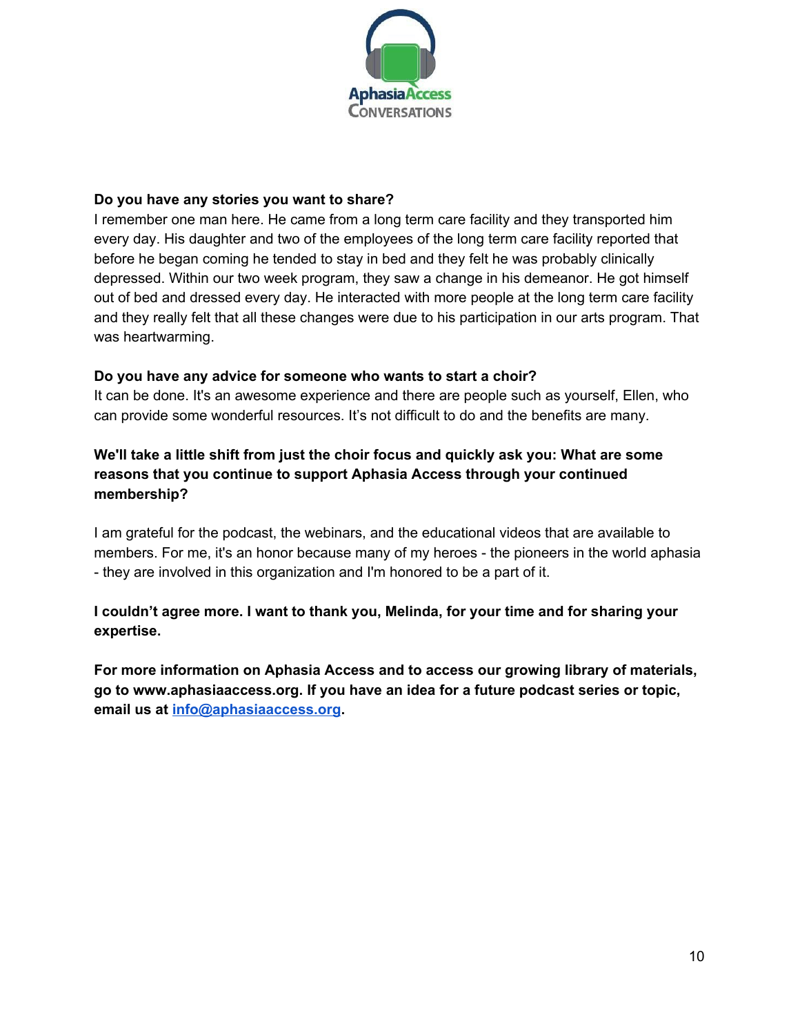**Do you have any stories you want to share?**

I remember one man here. He came from a long term care facility and they transported him every day. His daughter and two of the employees of the long term care facility reported that before he began coming he tended to stay in bed and they felt he was probably clinically depressed. Within our two week program, they saw a change in his demeanor. He got himself out of bed and dressed every day. He interacted with more people at the long term care facility and they really felt that all these changes were due to his participation in our arts program. That was heartwarming.

**Do you have any advice for someone who wants to start a choir?**

It can be done. It's an awesome experience and there are people such as yourself, Ellen, who can provide some wonderful resources. It's not difficult to do and the benefits are many.

**We'll take a little shift from just the choir focus and quickly ask you: What are some reasons that you continue to support Aphasia Access through your continued membership?**

I am grateful for the podcast, the webinars, and the educational videos that are available to members. For me, it's an honor because many of my heroes - the pioneers in the world aphasia - they are involved in this organization and I'm honored to be a part of it.

**I couldn't agree more. I want to thank you, Melinda, for your time and for sharing your expertise.**

**For more information on Aphasia Access and to access our growing library of materials, go to www.aphasiaaccess.org. If you have an idea for a future podcast series or topic, email us at [info@aphasiaaccess.org](mailto:info@aphasiaaccess.org).**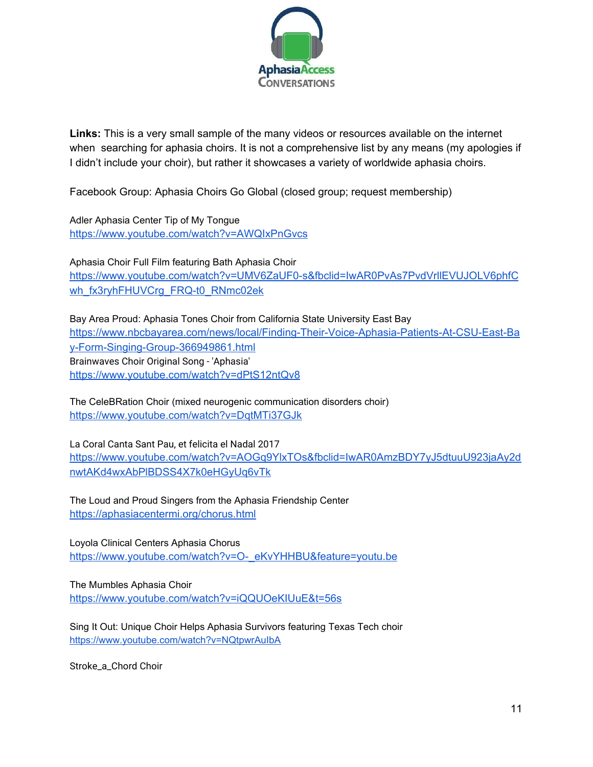**Links:** This is a very small sample of the many videos or resources available on the internet when searching for aphasia choirs. It is not a comprehensive list by any means (my apologies if I didn't include your choir), but rather it showcases a variety of worldwide aphasia choirs.

Facebook Group: Aphasia Choirs Go Global (closed group; request membership)

Adler Aphasia Center Tip of My Tongue
https://www.youtube.com/watch?v=AWQIxPnGvcs

Aphasia Choir Full Film featuring Bath Aphasia Choir
https://www.youtube.com/watch?v=UMV6ZaUF0-s&fbclid=IwAR0PvAs7PvdVrllEVUJOLV6phfCwh_fx3ryhFHUVCrg_FRQ-t0_RNmc02ek

Bay Area Proud: Aphasia Tones Choir from California State University East Bay
https://www.nbcbayarea.com/news/local/Finding-Their-Voice-Aphasia-Patients-At-CSU-East-Bay-Form-Singing-Group-366949861.html

Brainwaves Choir Original Song - 'Aphasia'
https://www.youtube.com/watch?v=dPtS12ntQv8

The CeleBRation Choir (mixed neurogenic communication disorders choir)
https://www.youtube.com/watch?v=DqtMTi37GJk

La Coral Canta Sant Pau, et felicita el Nadal 2017
https://www.youtube.com/watch?v=AOGq9YlxTOs&fbclid=IwAR0AmzBDY7yJ5dtuuU923jaAy2dnwtAKd4wxAbPlBDSS4X7k0eHGyUq6vTk

The Loud and Proud Singers from the Aphasia Friendship Center
https://aphasiacentermi.org/chorus.html

Loyola Clinical Centers Aphasia Chorus
https://www.youtube.com/watch?v=O-_eKvYHHBU&feature=youtu.be

The Mumbles Aphasia Choir
https://www.youtube.com/watch?v=iQQUOeKIUuE&t=56s

Sing It Out: Unique Choir Helps Aphasia Survivors featuring Texas Tech choir
https://www.youtube.com/watch?v=NQtpwrAuIbA

Stroke_a_Chord Choir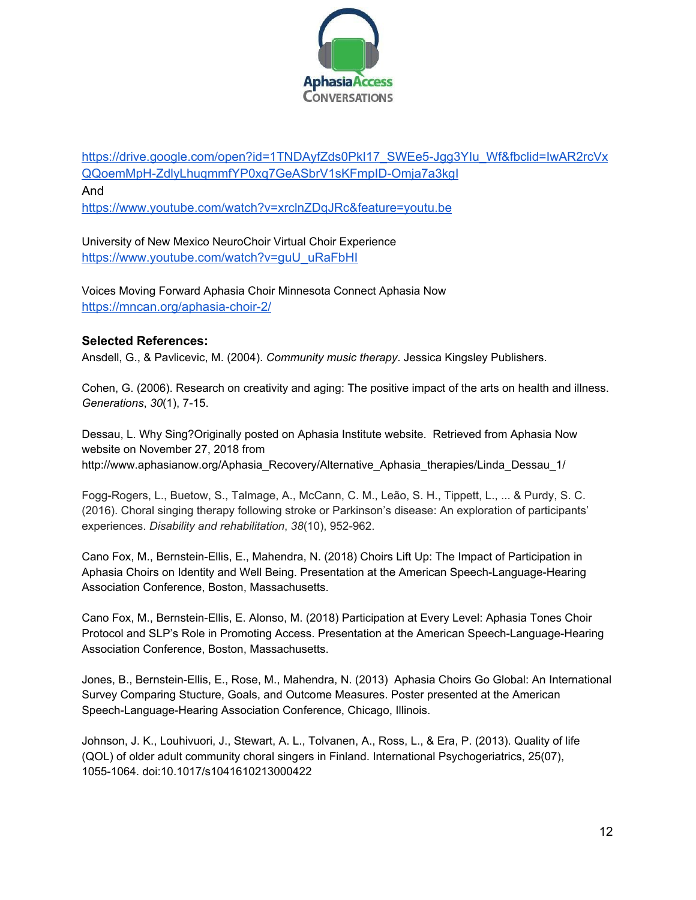https://drive.google.com/open?id=1TNDAyfZds0PkI17_SWEe5-Jgg3YIu_Wf&fbclid=IwAR2rcVxQQoemMpH-ZdlyLhuqmmfYP0xq7GeASbrV1sKFmpID-Omja7a3kgI
And
https://www.youtube.com/watch?v=xrclnZDqJRc&feature=youtu.be

University of New Mexico NeuroChoir Virtual Choir Experience
https://www.youtube.com/watch?v=guU_uRaFbHI

Voices Moving Forward Aphasia Choir Minnesota Connect Aphasia Now
https://mncan.org/aphasia-choir-2/

**Selected References:**

Ansdell, G., & Pavlicevic, M. (2004). *Community music therapy*. Jessica Kingsley Publishers.

Cohen, G. (2006). Research on creativity and aging: The positive impact of the arts on health and illness. *Generations*, *30*(1), 7-15.

Dessau, L. Why Sing?Originally posted on Aphasia Institute website. Retrieved from Aphasia Now website on November 27, 2018 from http://www.aphasianow.org/Aphasia_Recovery/Alternative_Aphasia_therapies/Linda_Dessau_1/

Fogg-Rogers, L., Buetow, S., Talmage, A., McCann, C. M., Leão, S. H., Tippett, L., ... & Purdy, S. C. (2016). Choral singing therapy following stroke or Parkinson's disease: An exploration of participants' experiences. *Disability and rehabilitation*, *38*(10), 952-962.

Cano Fox, M., Bernstein-Ellis, E., Mahendra, N. (2018) Choirs Lift Up: The Impact of Participation in Aphasia Choirs on Identity and Well Being. Presentation at the American Speech-Language-Hearing Association Conference, Boston, Massachusetts.

Cano Fox, M., Bernstein-Ellis, E. Alonso, M. (2018) Participation at Every Level: Aphasia Tones Choir Protocol and SLP's Role in Promoting Access. Presentation at the American Speech-Language-Hearing Association Conference, Boston, Massachusetts.

Jones, B., Bernstein-Ellis, E., Rose, M., Mahendra, N. (2013) Aphasia Choirs Go Global: An International Survey Comparing Stucture, Goals, and Outcome Measures. Poster presented at the American Speech-Language-Hearing Association Conference, Chicago, Illinois.

Johnson, J. K., Louhivuori, J., Stewart, A. L., Tolvanen, A., Ross, L., & Era, P. (2013). Quality of life (QOL) of older adult community choral singers in Finland. International Psychogeriatrics, 25(07), 1055-1064. doi:10.1017/s1041610213000422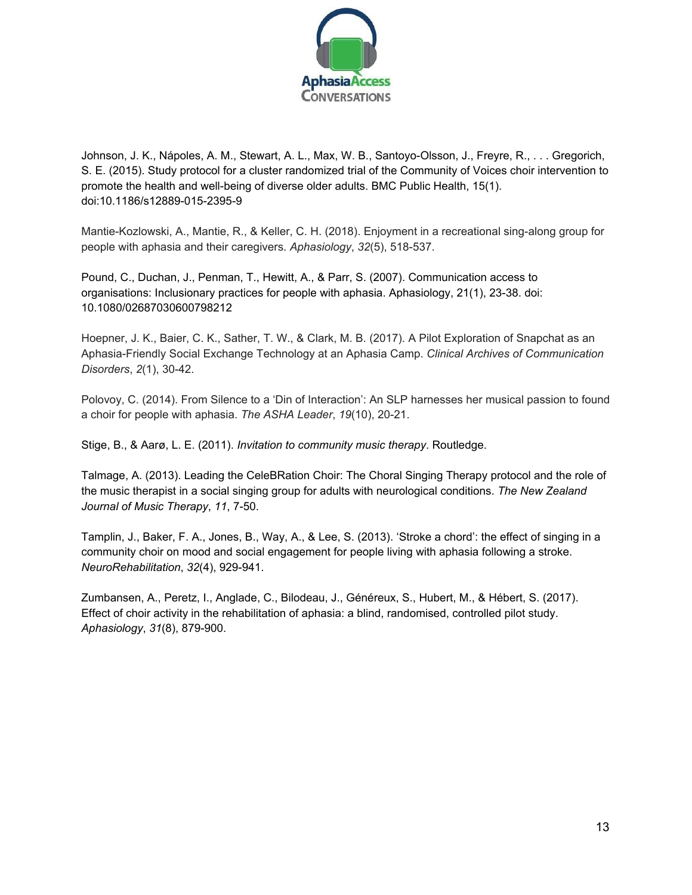Johnson, J. K., Nápoles, A. M., Stewart, A. L., Max, W. B., Santoyo-Olsson, J., Freyre, R., . . . Gregorich, S. E. (2015). Study protocol for a cluster randomized trial of the Community of Voices choir intervention to promote the health and well-being of diverse older adults. BMC Public Health, 15(1). doi:10.1186/s12889-015-2395-9

Mantie-Kozlowski, A., Mantie, R., & Keller, C. H. (2018). Enjoyment in a recreational sing-along group for people with aphasia and their caregivers. *Aphasiology*, *32*(5), 518-537.

Pound, C., Duchan, J., Penman, T., Hewitt, A., & Parr, S. (2007). Communication access to organisations: Inclusionary practices for people with aphasia. Aphasiology, 21(1), 23-38. doi: 10.1080/02687030600798212

Hoepner, J. K., Baier, C. K., Sather, T. W., & Clark, M. B. (2017). A Pilot Exploration of Snapchat as an Aphasia-Friendly Social Exchange Technology at an Aphasia Camp. *Clinical Archives of Communication Disorders*, *2*(1), 30-42.

Polovoy, C. (2014). From Silence to a 'Din of Interaction': An SLP harnesses her musical passion to found a choir for people with aphasia. *The ASHA Leader*, *19*(10), 20-21.

Stige, B., & Aarø, L. E. (2011). *Invitation to community music therapy*. Routledge.

Talmage, A. (2013). Leading the CeleBRation Choir: The Choral Singing Therapy protocol and the role of the music therapist in a social singing group for adults with neurological conditions. *The New Zealand Journal of Music Therapy*, *11*, 7-50.

Tamplin, J., Baker, F. A., Jones, B., Way, A., & Lee, S. (2013). 'Stroke a chord': the effect of singing in a community choir on mood and social engagement for people living with aphasia following a stroke. *NeuroRehabilitation*, *32*(4), 929-941.

Zumbansen, A., Peretz, I., Anglade, C., Bilodeau, J., Généreux, S., Hubert, M., & Hébert, S. (2017). Effect of choir activity in the rehabilitation of aphasia: a blind, randomised, controlled pilot study. *Aphasiology*, *31*(8), 879-900.